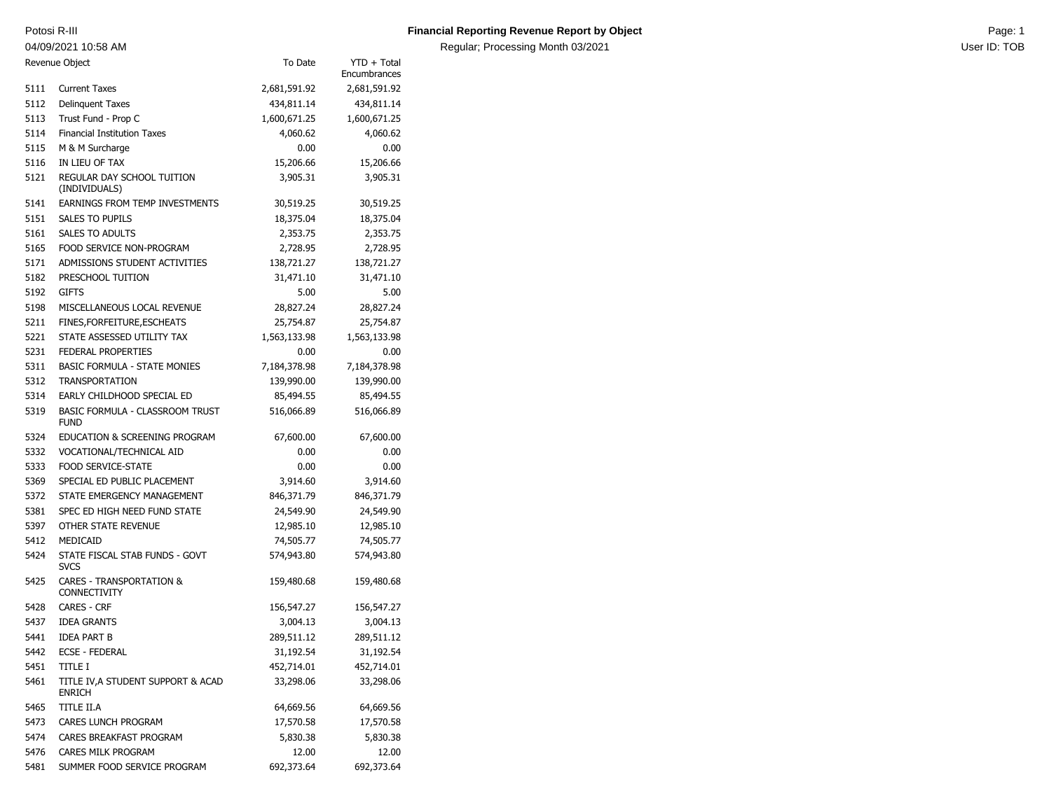Potosi R-III

04/09/2021 10:58 AM

# Financial Reporting Revenue Report by Object

Regular; Processing Month 03/2021

User ID: TOB

| Revenue Object | | To Date | YTD + Total Encumbrances |
|---|---|---|---|
| 5111 | Current Taxes | 2,681,591.92 | 2,681,591.92 |
| 5112 | Delinquent Taxes | 434,811.14 | 434,811.14 |
| 5113 | Trust Fund - Prop C | 1,600,671.25 | 1,600,671.25 |
| 5114 | Financial Institution Taxes | 4,060.62 | 4,060.62 |
| 5115 | M & M Surcharge | 0.00 | 0.00 |
| 5116 | IN LIEU OF TAX | 15,206.66 | 15,206.66 |
| 5121 | REGULAR DAY SCHOOL TUITION (INDIVIDUALS) | 3,905.31 | 3,905.31 |
| 5141 | EARNINGS FROM TEMP INVESTMENTS | 30,519.25 | 30,519.25 |
| 5151 | SALES TO PUPILS | 18,375.04 | 18,375.04 |
| 5161 | SALES TO ADULTS | 2,353.75 | 2,353.75 |
| 5165 | FOOD SERVICE NON-PROGRAM | 2,728.95 | 2,728.95 |
| 5171 | ADMISSIONS STUDENT ACTIVITIES | 138,721.27 | 138,721.27 |
| 5182 | PRESCHOOL TUITION | 31,471.10 | 31,471.10 |
| 5192 | GIFTS | 5.00 | 5.00 |
| 5198 | MISCELLANEOUS LOCAL REVENUE | 28,827.24 | 28,827.24 |
| 5211 | FINES,FORFEITURE,ESCHEATS | 25,754.87 | 25,754.87 |
| 5221 | STATE ASSESSED UTILITY TAX | 1,563,133.98 | 1,563,133.98 |
| 5231 | FEDERAL PROPERTIES | 0.00 | 0.00 |
| 5311 | BASIC FORMULA - STATE MONIES | 7,184,378.98 | 7,184,378.98 |
| 5312 | TRANSPORTATION | 139,990.00 | 139,990.00 |
| 5314 | EARLY CHILDHOOD SPECIAL ED | 85,494.55 | 85,494.55 |
| 5319 | BASIC FORMULA - CLASSROOM TRUST FUND | 516,066.89 | 516,066.89 |
| 5324 | EDUCATION & SCREENING PROGRAM | 67,600.00 | 67,600.00 |
| 5332 | VOCATIONAL/TECHNICAL AID | 0.00 | 0.00 |
| 5333 | FOOD SERVICE-STATE | 0.00 | 0.00 |
| 5369 | SPECIAL ED PUBLIC PLACEMENT | 3,914.60 | 3,914.60 |
| 5372 | STATE EMERGENCY MANAGEMENT | 846,371.79 | 846,371.79 |
| 5381 | SPEC ED HIGH NEED FUND STATE | 24,549.90 | 24,549.90 |
| 5397 | OTHER STATE REVENUE | 12,985.10 | 12,985.10 |
| 5412 | MEDICAID | 74,505.77 | 74,505.77 |
| 5424 | STATE FISCAL STAB FUNDS - GOVT SVCS | 574,943.80 | 574,943.80 |
| 5425 | CARES - TRANSPORTATION & CONNECTIVITY | 159,480.68 | 159,480.68 |
| 5428 | CARES - CRF | 156,547.27 | 156,547.27 |
| 5437 | IDEA GRANTS | 3,004.13 | 3,004.13 |
| 5441 | IDEA PART B | 289,511.12 | 289,511.12 |
| 5442 | ECSE - FEDERAL | 31,192.54 | 31,192.54 |
| 5451 | TITLE I | 452,714.01 | 452,714.01 |
| 5461 | TITLE IV,A STUDENT SUPPORT & ACAD ENRICH | 33,298.06 | 33,298.06 |
| 5465 | TITLE II.A | 64,669.56 | 64,669.56 |
| 5473 | CARES LUNCH PROGRAM | 17,570.58 | 17,570.58 |
| 5474 | CARES BREAKFAST PROGRAM | 5,830.38 | 5,830.38 |
| 5476 | CARES MILK PROGRAM | 12.00 | 12.00 |
| 5481 | SUMMER FOOD SERVICE PROGRAM | 692,373.64 | 692,373.64 |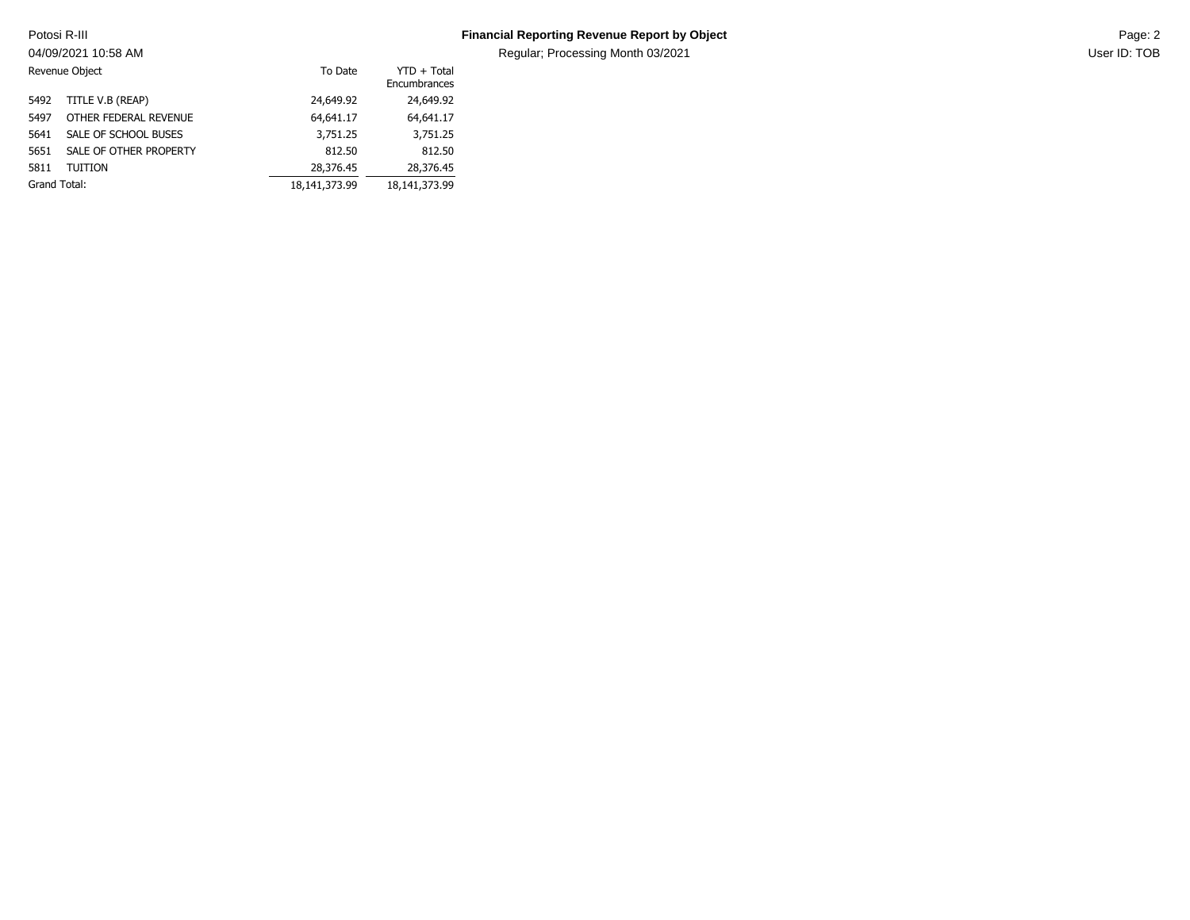| Revenue Object | | To Date | YTD + Total Encumbrances |
| --- | --- | --- | --- |
| 5492 | TITLE V.B (REAP) | 24,649.92 | 24,649.92 |
| 5497 | OTHER FEDERAL REVENUE | 64,641.17 | 64,641.17 |
| 5641 | SALE OF SCHOOL BUSES | 3,751.25 | 3,751.25 |
| 5651 | SALE OF OTHER PROPERTY | 812.50 | 812.50 |
| 5811 | TUITION | 28,376.45 | 28,376.45 |
| Grand Total: | | 18,141,373.99 | 18,141,373.99 |